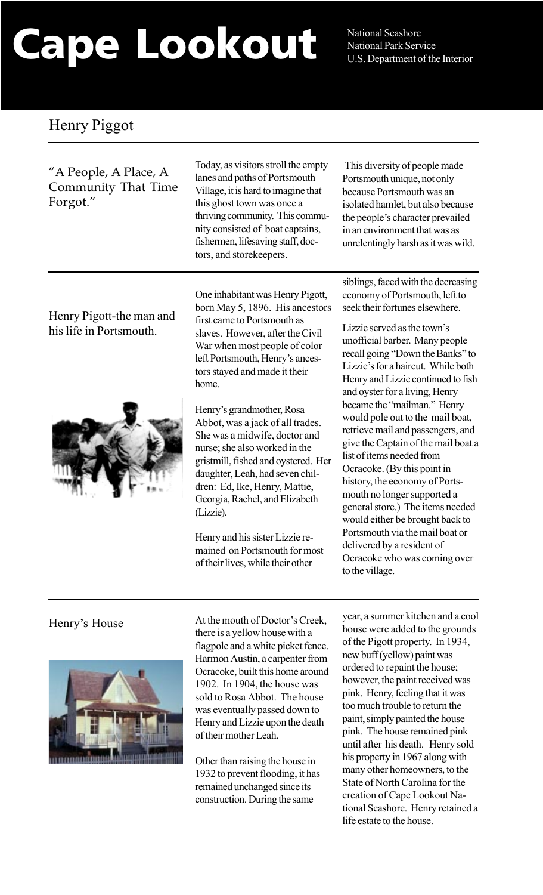# Cape Lookout

National Seashore
National Park Service
U.S. Department of the Interior

## Henry Piggot

### "A People, A Place, A Community That Time Forgot."

Today, as visitors stroll the empty lanes and paths of Portsmouth Village, it is hard to imagine that this ghost town was once a thriving community. This community consisted of boat captains, fishermen, lifesaving staff, doctors, and storekeepers.

This diversity of people made Portsmouth unique, not only because Portsmouth was an isolated hamlet, but also because the people's character prevailed in an environment that was as unrelentingly harsh as it was wild.

### Henry Pigott-the man and his life in Portsmouth.

One inhabitant was Henry Pigott, born May 5, 1896. His ancestors first came to Portsmouth as slaves. However, after the Civil War when most people of color left Portsmouth, Henry's ancestors stayed and made it their home.

Henry's grandmother, Rosa Abbot, was a jack of all trades. She was a midwife, doctor and nurse; she also worked in the gristmill, fished and oystered. Her daughter, Leah, had seven children: Ed, Ike, Henry, Mattie, Georgia, Rachel, and Elizabeth (Lizzie).

Henry and his sister Lizzie remained on Portsmouth for most of their lives, while their other siblings, faced with the decreasing economy of Portsmouth, left to seek their fortunes elsewhere.

Lizzie served as the town's unofficial barber. Many people recall going "Down the Banks" to Lizzie's for a haircut. While both Henry and Lizzie continued to fish and oyster for a living, Henry became the "mailman." Henry would pole out to the mail boat, retrieve mail and passengers, and give the Captain of the mail boat a list of items needed from Ocracoke. (By this point in history, the economy of Portsmouth no longer supported a general store.) The items needed would either be brought back to Portsmouth via the mail boat or delivered by a resident of Ocracoke who was coming over to the village.

### Henry's House

At the mouth of Doctor's Creek, there is a yellow house with a flagpole and a white picket fence. Harmon Austin, a carpenter from Ocracoke, built this home around 1902. In 1904, the house was sold to Rosa Abbot. The house was eventually passed down to Henry and Lizzie upon the death of their mother Leah.

Other than raising the house in 1932 to prevent flooding, it has remained unchanged since its construction. During the same year, a summer kitchen and a cool house were added to the grounds of the Pigott property. In 1934, new buff (yellow) paint was ordered to repaint the house; however, the paint received was pink. Henry, feeling that it was too much trouble to return the paint, simply painted the house pink. The house remained pink until after his death. Henry sold his property in 1967 along with many other homeowners, to the State of North Carolina for the creation of Cape Lookout National Seashore. Henry retained a life estate to the house.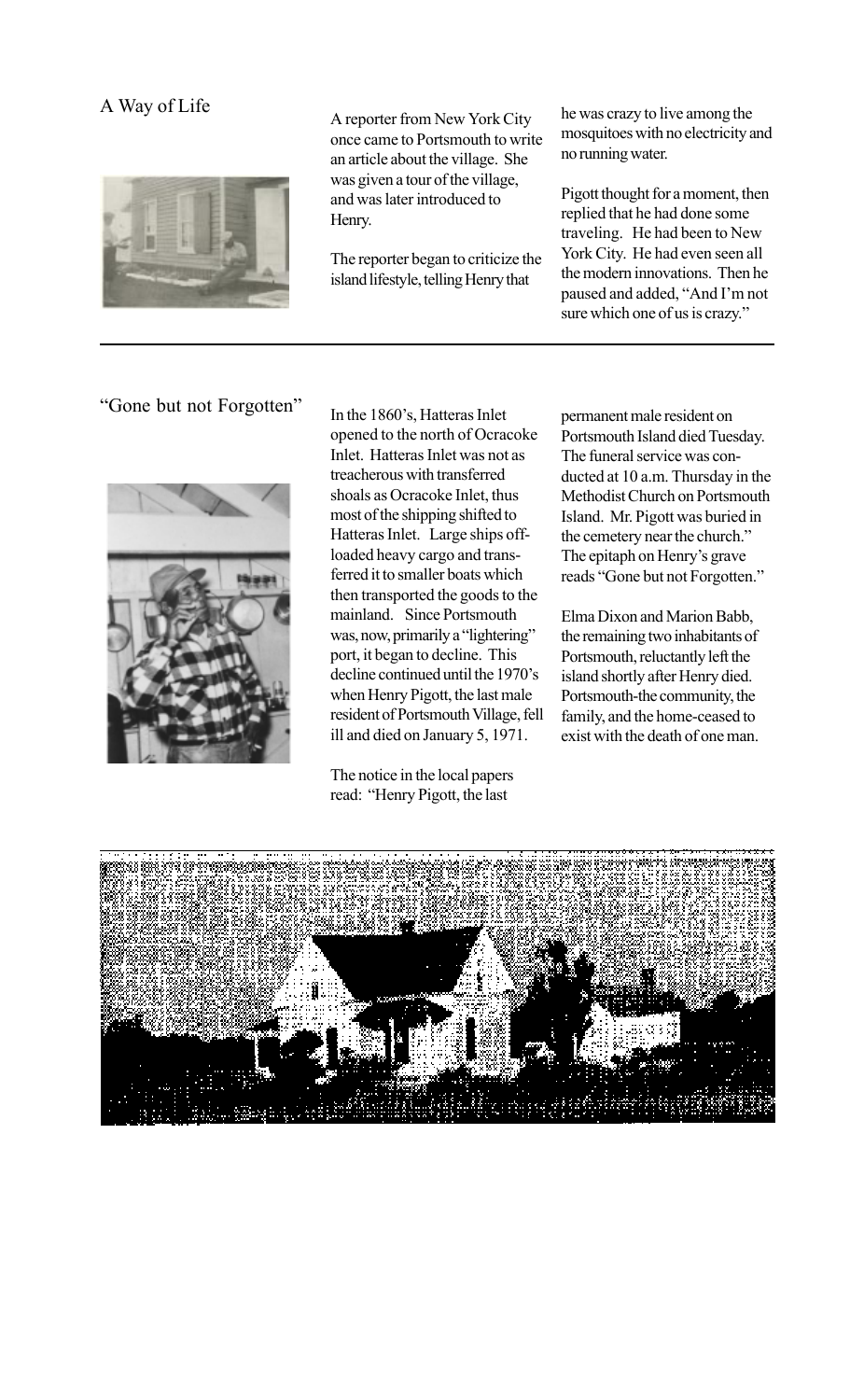## A Way of Life

A reporter from New York City once came to Portsmouth to write an article about the village. She was given a tour of the village, and was later introduced to Henry.

The reporter began to criticize the island lifestyle, telling Henry that he was crazy to live among the mosquitoes with no electricity and no running water.

Pigott thought for a moment, then replied that he had done some traveling. He had been to New York City. He had even seen all the modern innovations. Then he paused and added, "And I'm not sure which one of us is crazy."

## "Gone but not Forgotten"

In the 1860's, Hatteras Inlet opened to the north of Ocracoke Inlet. Hatteras Inlet was not as treacherous with transferred shoals as Ocracoke Inlet, thus most of the shipping shifted to Hatteras Inlet. Large ships off-loaded heavy cargo and transferred it to smaller boats which then transported the goods to the mainland. Since Portsmouth was, now, primarily a "lightering" port, it began to decline. This decline continued until the 1970's when Henry Pigott, the last male resident of Portsmouth Village, fell ill and died on January 5, 1971.

The notice in the local papers read: "Henry Pigott, the last permanent male resident on Portsmouth Island died Tuesday. The funeral service was conducted at 10 a.m. Thursday in the Methodist Church on Portsmouth Island. Mr. Pigott was buried in the cemetery near the church." The epitaph on Henry's grave reads "Gone but not Forgotten."

Elma Dixon and Marion Babb, the remaining two inhabitants of Portsmouth, reluctantly left the island shortly after Henry died. Portsmouth-the community, the family, and the home-ceased to exist with the death of one man.